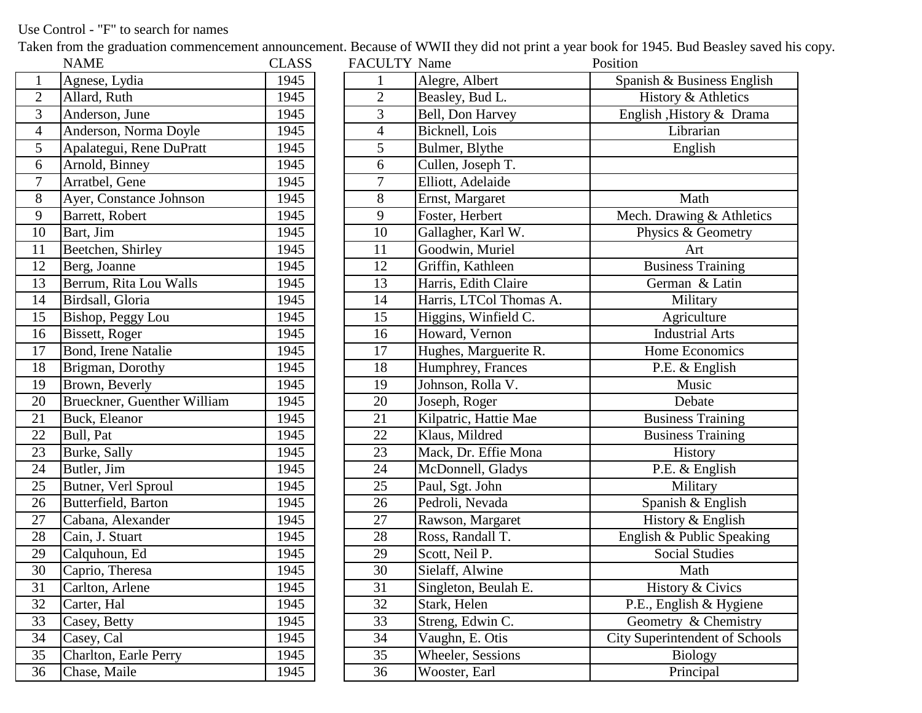Use Control - "F" to search for names

Taken from the graduation commencement announcement. Because of WWII they did not print a year book for 1945. Bud Beasley saved his copy.

| | NAME | CLASS | FACULTY | Name | Position |
|---|---|---|---|---|---|
| 1 | Agnese, Lydia | 1945 | 1 | Alegre, Albert | Spanish & Business English |
| 2 | Allard, Ruth | 1945 | 2 | Beasley, Bud L. | History & Athletics |
| 3 | Anderson, June | 1945 | 3 | Bell, Don Harvey | English ,History & Drama |
| 4 | Anderson, Norma Doyle | 1945 | 4 | Bicknell, Lois | Librarian |
| 5 | Apalategui, Rene DuPratt | 1945 | 5 | Bulmer, Blythe | English |
| 6 | Arnold, Binney | 1945 | 6 | Cullen, Joseph T. | |
| 7 | Arratbel, Gene | 1945 | 7 | Elliott, Adelaide | |
| 8 | Ayer, Constance Johnson | 1945 | 8 | Ernst, Margaret | Math |
| 9 | Barrett, Robert | 1945 | 9 | Foster, Herbert | Mech. Drawing & Athletics |
| 10 | Bart, Jim | 1945 | 10 | Gallagher, Karl W. | Physics & Geometry |
| 11 | Beetchen, Shirley | 1945 | 11 | Goodwin, Muriel | Art |
| 12 | Berg, Joanne | 1945 | 12 | Griffin, Kathleen | Business Training |
| 13 | Berrum, Rita Lou Walls | 1945 | 13 | Harris, Edith Claire | German & Latin |
| 14 | Birdsall, Gloria | 1945 | 14 | Harris, LTCol Thomas A. | Military |
| 15 | Bishop, Peggy Lou | 1945 | 15 | Higgins, Winfield C. | Agriculture |
| 16 | Bissett, Roger | 1945 | 16 | Howard, Vernon | Industrial Arts |
| 17 | Bond, Irene Natalie | 1945 | 17 | Hughes, Marguerite R. | Home Economics |
| 18 | Brigman, Dorothy | 1945 | 18 | Humphrey, Frances | P.E. & English |
| 19 | Brown, Beverly | 1945 | 19 | Johnson, Rolla V. | Music |
| 20 | Brueckner, Guenther William | 1945 | 20 | Joseph, Roger | Debate |
| 21 | Buck, Eleanor | 1945 | 21 | Kilpatric, Hattie Mae | Business Training |
| 22 | Bull, Pat | 1945 | 22 | Klaus, Mildred | Business Training |
| 23 | Burke, Sally | 1945 | 23 | Mack, Dr. Effie Mona | History |
| 24 | Butler, Jim | 1945 | 24 | McDonnell, Gladys | P.E. & English |
| 25 | Butner, Verl Sproul | 1945 | 25 | Paul, Sgt. John | Military |
| 26 | Butterfield, Barton | 1945 | 26 | Pedroli, Nevada | Spanish & English |
| 27 | Cabana, Alexander | 1945 | 27 | Rawson, Margaret | History & English |
| 28 | Cain, J. Stuart | 1945 | 28 | Ross, Randall T. | English & Public Speaking |
| 29 | Calquhoun, Ed | 1945 | 29 | Scott, Neil P. | Social Studies |
| 30 | Caprio, Theresa | 1945 | 30 | Sielaff, Alwine | Math |
| 31 | Carlton, Arlene | 1945 | 31 | Singleton, Beulah E. | History & Civics |
| 32 | Carter, Hal | 1945 | 32 | Stark, Helen | P.E., English & Hygiene |
| 33 | Casey, Betty | 1945 | 33 | Streng, Edwin C. | Geometry & Chemistry |
| 34 | Casey, Cal | 1945 | 34 | Vaughn, E. Otis | City Superintendent of Schools |
| 35 | Charlton, Earle Perry | 1945 | 35 | Wheeler, Sessions | Biology |
| 36 | Chase, Maile | 1945 | 36 | Wooster, Earl | Principal |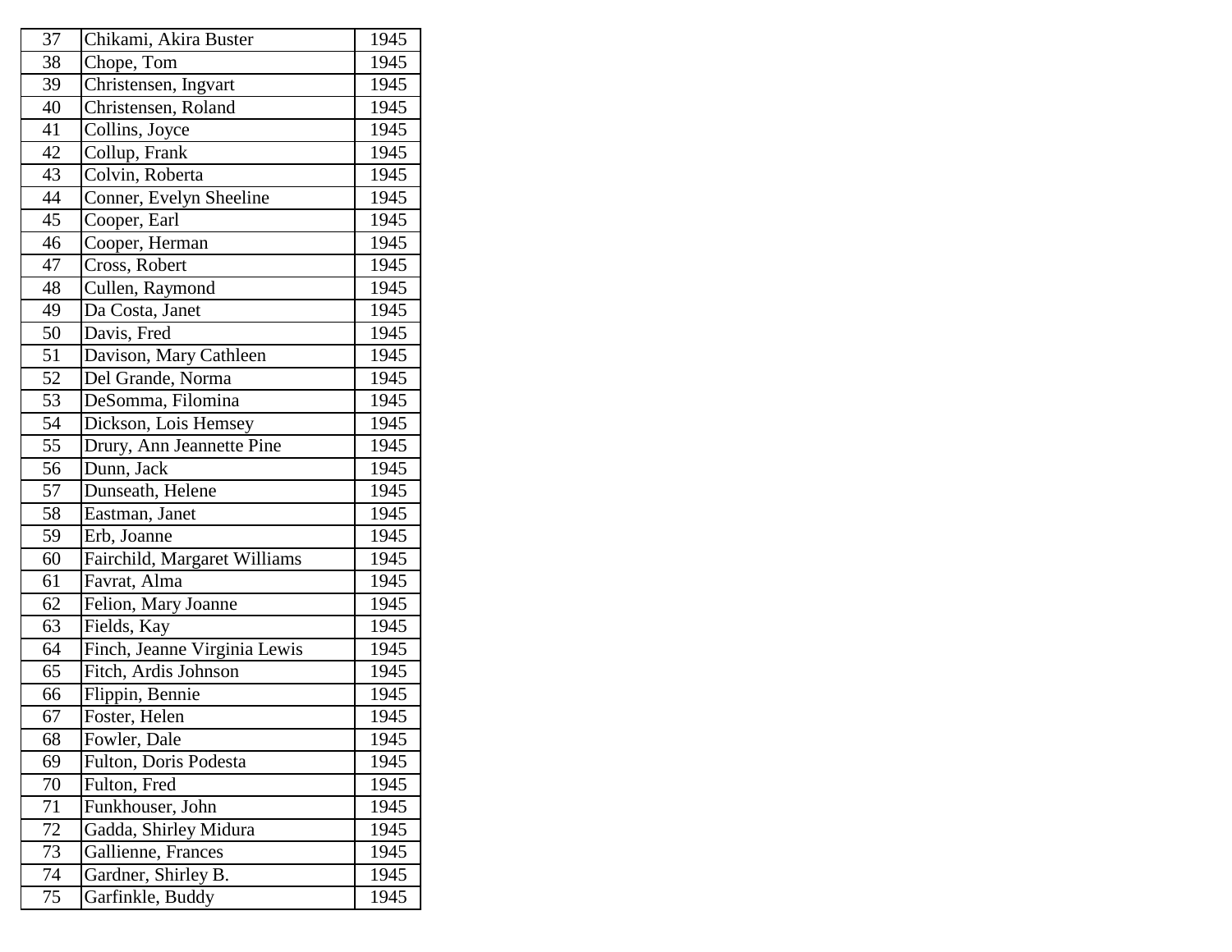| | | |
|---|---|---|
| 37 | Chikami, Akira Buster | 1945 |
| 38 | Chope, Tom | 1945 |
| 39 | Christensen, Ingvart | 1945 |
| 40 | Christensen, Roland | 1945 |
| 41 | Collins, Joyce | 1945 |
| 42 | Collup, Frank | 1945 |
| 43 | Colvin, Roberta | 1945 |
| 44 | Conner, Evelyn Sheeline | 1945 |
| 45 | Cooper, Earl | 1945 |
| 46 | Cooper, Herman | 1945 |
| 47 | Cross, Robert | 1945 |
| 48 | Cullen, Raymond | 1945 |
| 49 | Da Costa, Janet | 1945 |
| 50 | Davis, Fred | 1945 |
| 51 | Davison, Mary Cathleen | 1945 |
| 52 | Del Grande, Norma | 1945 |
| 53 | DeSomma, Filomina | 1945 |
| 54 | Dickson, Lois Hemsey | 1945 |
| 55 | Drury, Ann Jeannette Pine | 1945 |
| 56 | Dunn, Jack | 1945 |
| 57 | Dunseath, Helene | 1945 |
| 58 | Eastman, Janet | 1945 |
| 59 | Erb, Joanne | 1945 |
| 60 | Fairchild, Margaret Williams | 1945 |
| 61 | Favrat, Alma | 1945 |
| 62 | Felion, Mary Joanne | 1945 |
| 63 | Fields, Kay | 1945 |
| 64 | Finch, Jeanne Virginia Lewis | 1945 |
| 65 | Fitch, Ardis Johnson | 1945 |
| 66 | Flippin, Bennie | 1945 |
| 67 | Foster, Helen | 1945 |
| 68 | Fowler, Dale | 1945 |
| 69 | Fulton, Doris Podesta | 1945 |
| 70 | Fulton, Fred | 1945 |
| 71 | Funkhouser, John | 1945 |
| 72 | Gadda, Shirley Midura | 1945 |
| 73 | Gallienne, Frances | 1945 |
| 74 | Gardner, Shirley B. | 1945 |
| 75 | Garfinkle, Buddy | 1945 |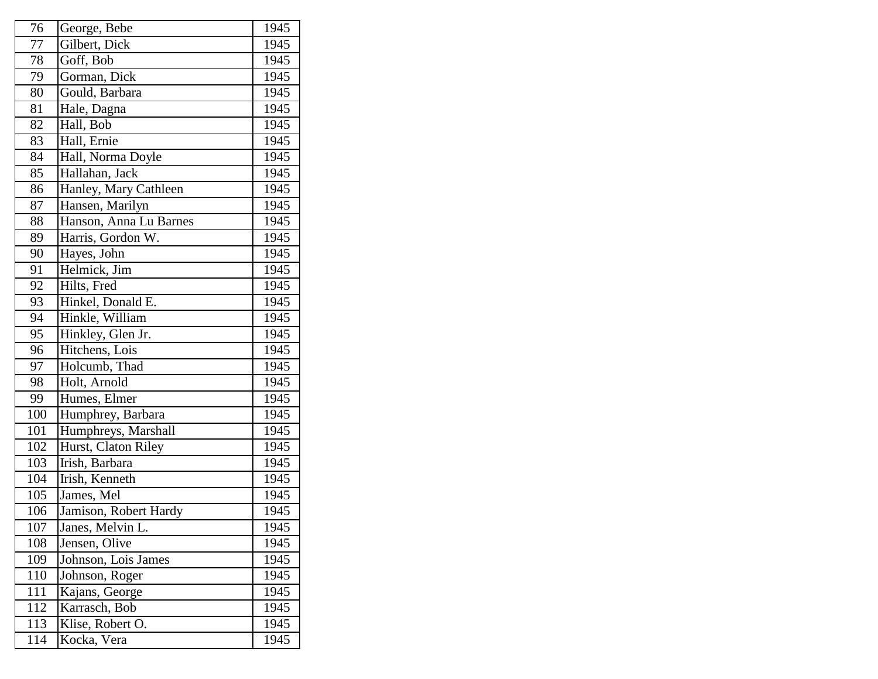| 76 | George, Bebe | 1945 |
|---|---|---|
| 77 | Gilbert, Dick | 1945 |
| 78 | Goff, Bob | 1945 |
| 79 | Gorman, Dick | 1945 |
| 80 | Gould, Barbara | 1945 |
| 81 | Hale, Dagna | 1945 |
| 82 | Hall, Bob | 1945 |
| 83 | Hall, Ernie | 1945 |
| 84 | Hall, Norma Doyle | 1945 |
| 85 | Hallahan, Jack | 1945 |
| 86 | Hanley, Mary Cathleen | 1945 |
| 87 | Hansen, Marilyn | 1945 |
| 88 | Hanson, Anna Lu Barnes | 1945 |
| 89 | Harris, Gordon W. | 1945 |
| 90 | Hayes, John | 1945 |
| 91 | Helmick, Jim | 1945 |
| 92 | Hilts, Fred | 1945 |
| 93 | Hinkel, Donald E. | 1945 |
| 94 | Hinkle, William | 1945 |
| 95 | Hinkley, Glen Jr. | 1945 |
| 96 | Hitchens, Lois | 1945 |
| 97 | Holcumb, Thad | 1945 |
| 98 | Holt, Arnold | 1945 |
| 99 | Humes, Elmer | 1945 |
| 100 | Humphrey, Barbara | 1945 |
| 101 | Humphreys, Marshall | 1945 |
| 102 | Hurst, Claton Riley | 1945 |
| 103 | Irish, Barbara | 1945 |
| 104 | Irish, Kenneth | 1945 |
| 105 | James, Mel | 1945 |
| 106 | Jamison, Robert Hardy | 1945 |
| 107 | Janes, Melvin L. | 1945 |
| 108 | Jensen, Olive | 1945 |
| 109 | Johnson, Lois James | 1945 |
| 110 | Johnson, Roger | 1945 |
| 111 | Kajans, George | 1945 |
| 112 | Karrasch, Bob | 1945 |
| 113 | Klise, Robert O. | 1945 |
| 114 | Kocka, Vera | 1945 |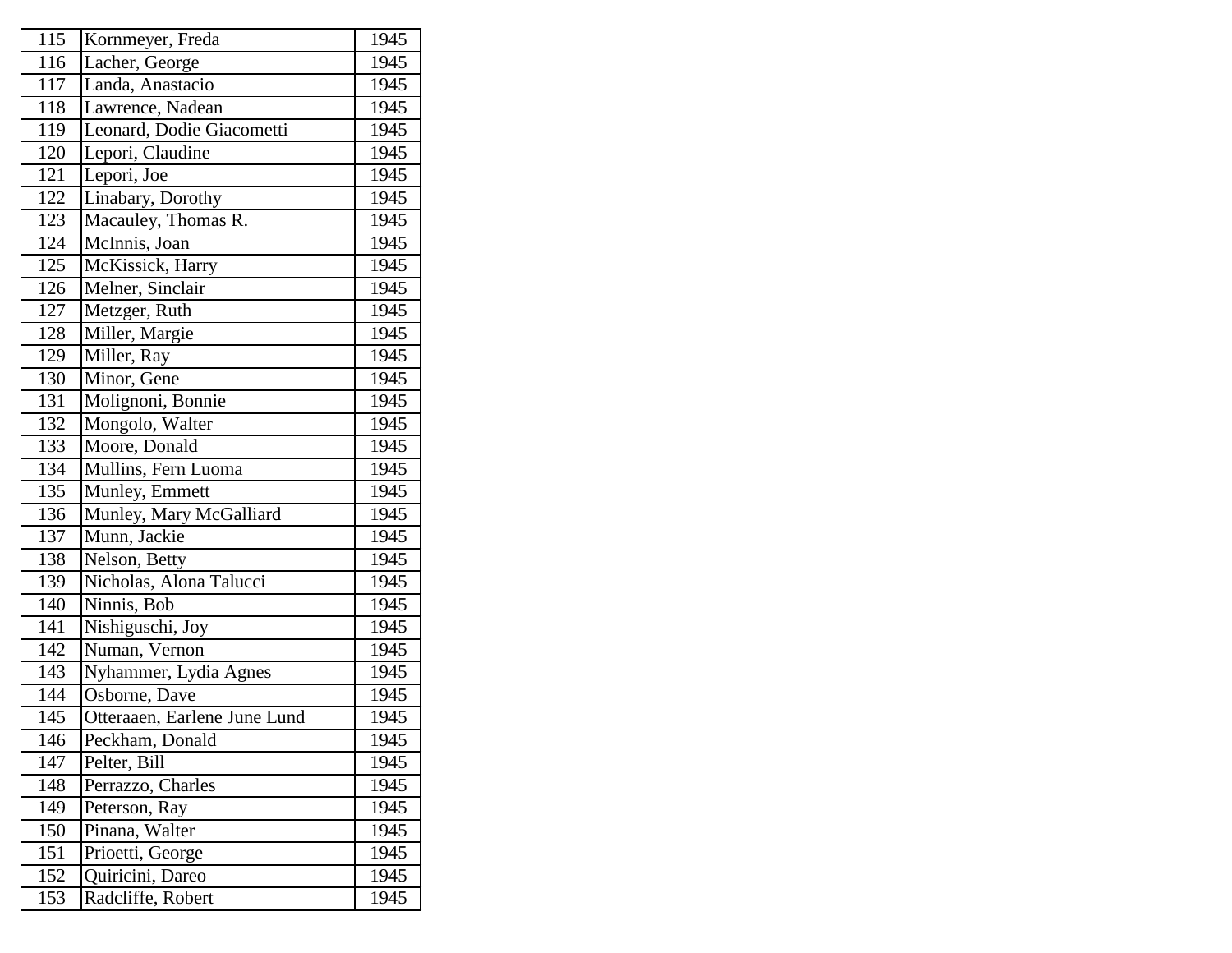| | | |
|---|---|---|
| 115 | Kornmeyer, Freda | 1945 |
| 116 | Lacher, George | 1945 |
| 117 | Landa, Anastacio | 1945 |
| 118 | Lawrence, Nadean | 1945 |
| 119 | Leonard, Dodie Giacometti | 1945 |
| 120 | Lepori, Claudine | 1945 |
| 121 | Lepori, Joe | 1945 |
| 122 | Linabary, Dorothy | 1945 |
| 123 | Macauley, Thomas R. | 1945 |
| 124 | McInnis, Joan | 1945 |
| 125 | McKissick, Harry | 1945 |
| 126 | Melner, Sinclair | 1945 |
| 127 | Metzger, Ruth | 1945 |
| 128 | Miller, Margie | 1945 |
| 129 | Miller, Ray | 1945 |
| 130 | Minor, Gene | 1945 |
| 131 | Molignoni, Bonnie | 1945 |
| 132 | Mongolo, Walter | 1945 |
| 133 | Moore, Donald | 1945 |
| 134 | Mullins, Fern Luoma | 1945 |
| 135 | Munley, Emmett | 1945 |
| 136 | Munley, Mary McGalliard | 1945 |
| 137 | Munn, Jackie | 1945 |
| 138 | Nelson, Betty | 1945 |
| 139 | Nicholas, Alona Talucci | 1945 |
| 140 | Ninnis, Bob | 1945 |
| 141 | Nishiguschi, Joy | 1945 |
| 142 | Numan, Vernon | 1945 |
| 143 | Nyhammer, Lydia Agnes | 1945 |
| 144 | Osborne, Dave | 1945 |
| 145 | Otteraaen, Earlene June Lund | 1945 |
| 146 | Peckham, Donald | 1945 |
| 147 | Pelter, Bill | 1945 |
| 148 | Perrazzo, Charles | 1945 |
| 149 | Peterson, Ray | 1945 |
| 150 | Pinana, Walter | 1945 |
| 151 | Prioetti, George | 1945 |
| 152 | Quiricini, Dareo | 1945 |
| 153 | Radcliffe, Robert | 1945 |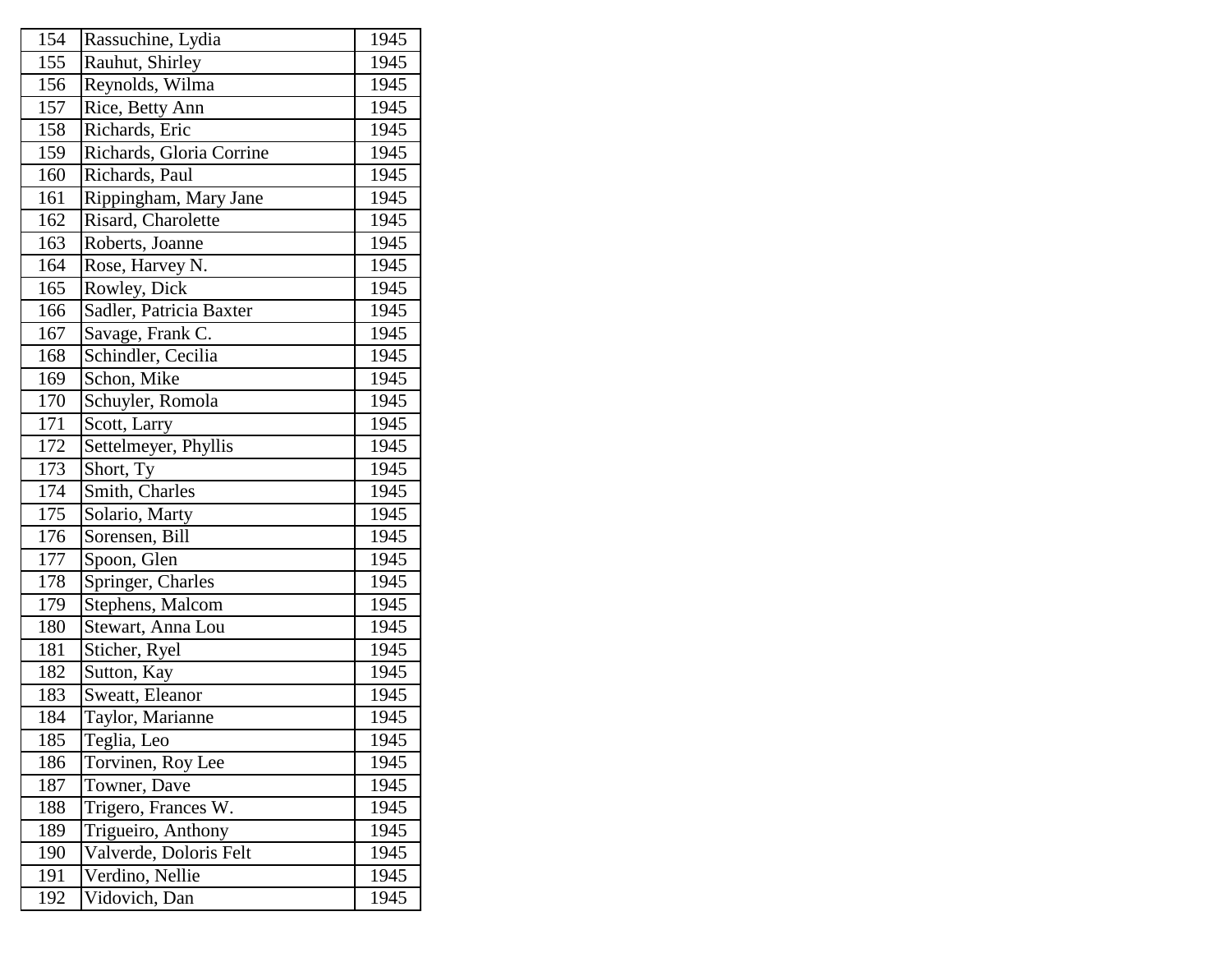| 154 | Rassuchine, Lydia | 1945 |
|---|---|---|
| 155 | Rauhut, Shirley | 1945 |
| 156 | Reynolds, Wilma | 1945 |
| 157 | Rice, Betty Ann | 1945 |
| 158 | Richards, Eric | 1945 |
| 159 | Richards, Gloria Corrine | 1945 |
| 160 | Richards, Paul | 1945 |
| 161 | Rippingham, Mary Jane | 1945 |
| 162 | Risard, Charolette | 1945 |
| 163 | Roberts, Joanne | 1945 |
| 164 | Rose, Harvey N. | 1945 |
| 165 | Rowley, Dick | 1945 |
| 166 | Sadler, Patricia Baxter | 1945 |
| 167 | Savage, Frank C. | 1945 |
| 168 | Schindler, Cecilia | 1945 |
| 169 | Schon, Mike | 1945 |
| 170 | Schuyler, Romola | 1945 |
| 171 | Scott, Larry | 1945 |
| 172 | Settelmeyer, Phyllis | 1945 |
| 173 | Short, Ty | 1945 |
| 174 | Smith, Charles | 1945 |
| 175 | Solario, Marty | 1945 |
| 176 | Sorensen, Bill | 1945 |
| 177 | Spoon, Glen | 1945 |
| 178 | Springer, Charles | 1945 |
| 179 | Stephens, Malcom | 1945 |
| 180 | Stewart, Anna Lou | 1945 |
| 181 | Sticher, Ryel | 1945 |
| 182 | Sutton, Kay | 1945 |
| 183 | Sweatt, Eleanor | 1945 |
| 184 | Taylor, Marianne | 1945 |
| 185 | Teglia, Leo | 1945 |
| 186 | Torvinen, Roy Lee | 1945 |
| 187 | Towner, Dave | 1945 |
| 188 | Trigero, Frances W. | 1945 |
| 189 | Trigueiro, Anthony | 1945 |
| 190 | Valverde, Doloris Felt | 1945 |
| 191 | Verdino, Nellie | 1945 |
| 192 | Vidovich, Dan | 1945 |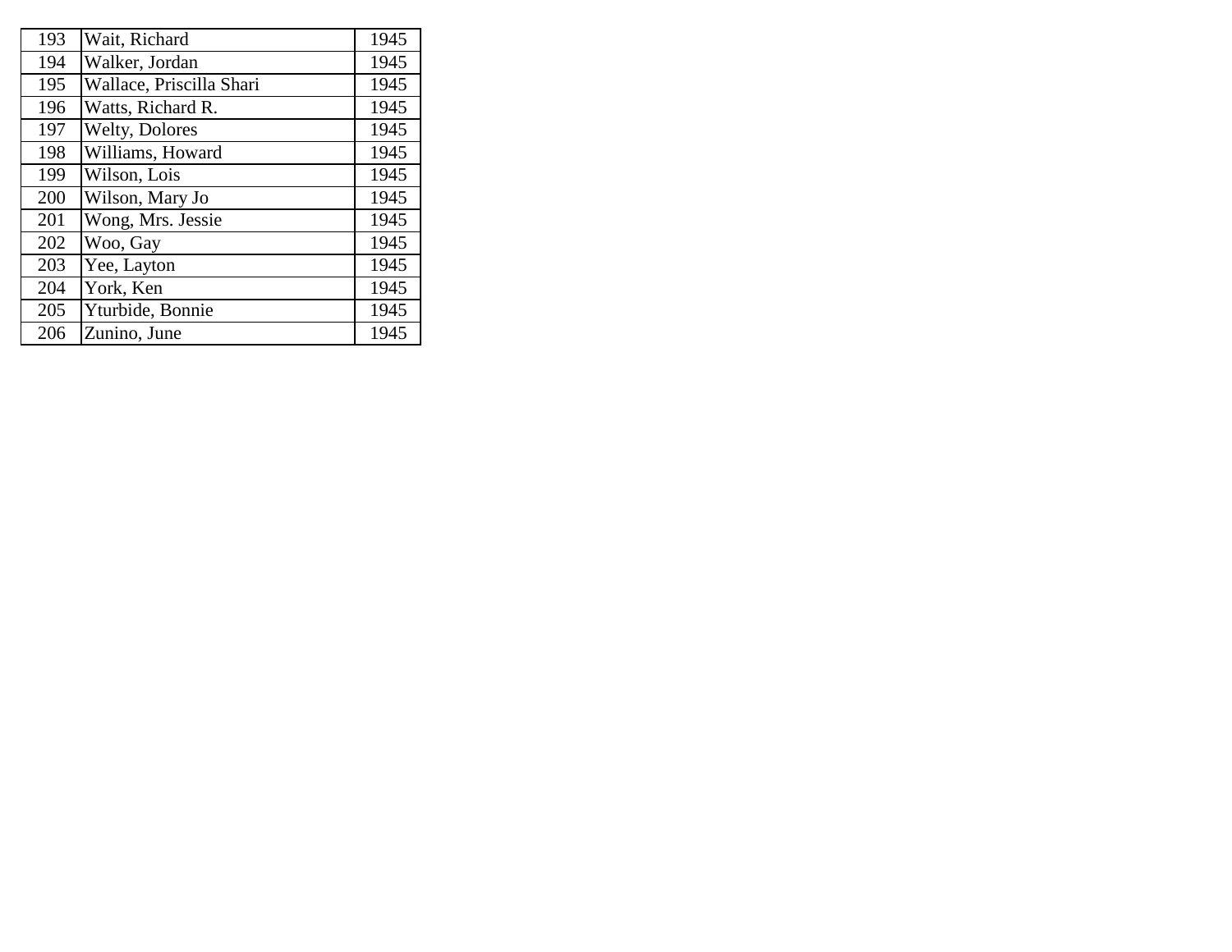| | | |
|---|---|---|
| 193 | Wait, Richard | 1945 |
| 194 | Walker, Jordan | 1945 |
| 195 | Wallace, Priscilla Shari | 1945 |
| 196 | Watts, Richard R. | 1945 |
| 197 | Welty, Dolores | 1945 |
| 198 | Williams, Howard | 1945 |
| 199 | Wilson, Lois | 1945 |
| 200 | Wilson, Mary Jo | 1945 |
| 201 | Wong, Mrs. Jessie | 1945 |
| 202 | Woo, Gay | 1945 |
| 203 | Yee, Layton | 1945 |
| 204 | York, Ken | 1945 |
| 205 | Yturbide, Bonnie | 1945 |
| 206 | Zunino, June | 1945 |